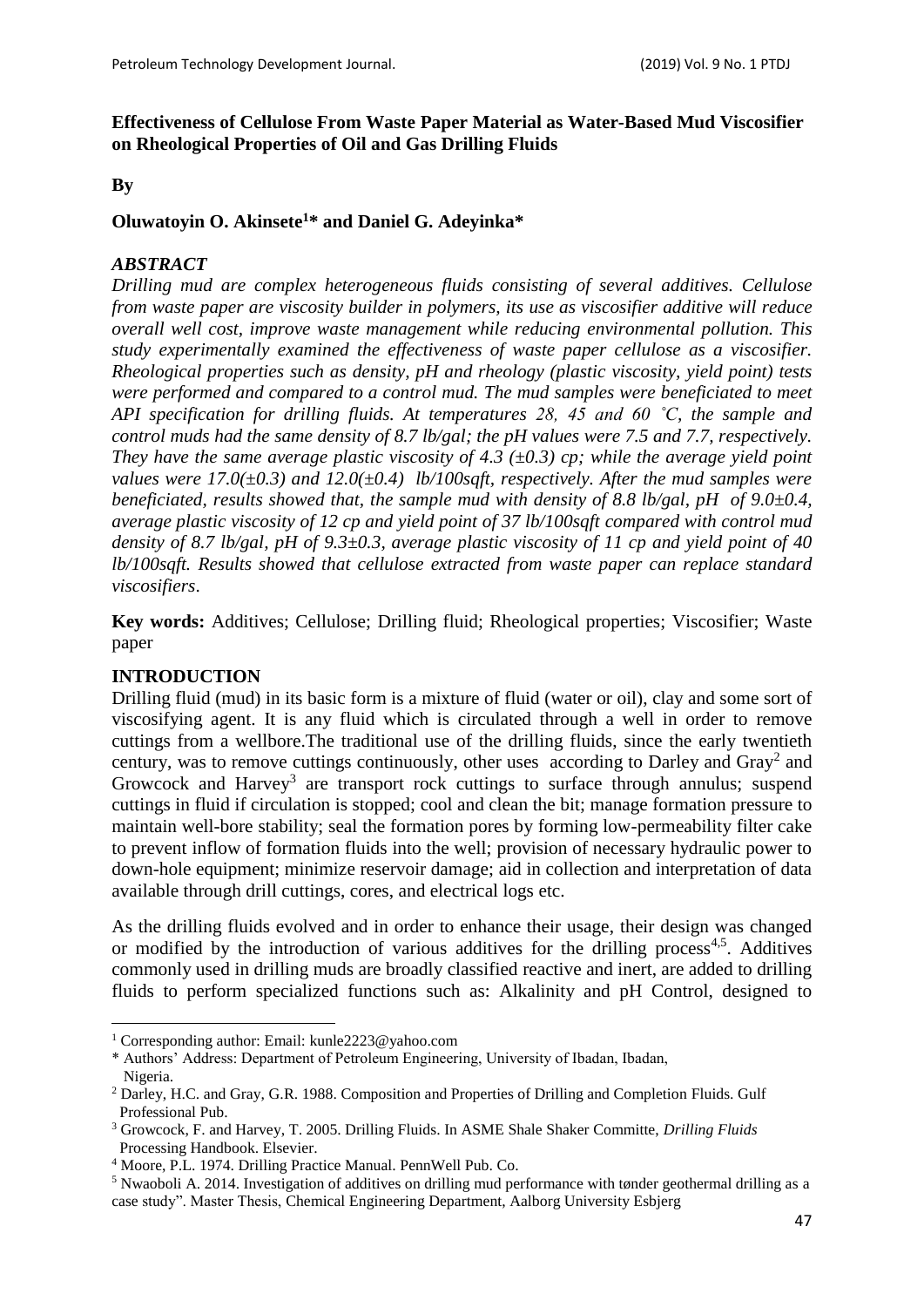**Effectiveness of Cellulose From Waste Paper Material as Water-Based Mud Viscosifier on Rheological Properties of Oil and Gas Drilling Fluids**

**By**

**Oluwatoyin O. Akinsete[1]\* and Daniel G. Adeyinka\***

## *ABSTRACT*

*Drilling mud are complex heterogeneous fluids consisting of several additives. Cellulose from waste paper are viscosity builder in polymers, its use as viscosifier additive will reduce overall well cost, improve waste management while reducing environmental pollution. This study experimentally examined the effectiveness of waste paper cellulose as a viscosifier. Rheological properties such as density, pH and rheology (plastic viscosity, yield point) tests were performed and compared to a control mud. The mud samples were beneficiated to meet API specification for drilling fluids. At temperatures 28, 45 and 60 ˚C, the sample and control muds had the same density of 8.7 lb/gal; the pH values were 7.5 and 7.7, respectively. They have the same average plastic viscosity of 4.3 (±0.3) cp; while the average yield point values were 17.0(±0.3) and 12.0(±0.4) lb/100sqft, respectively. After the mud samples were beneficiated, results showed that, the sample mud with density of 8.8 lb/gal, pH of 9.0±0.4, average plastic viscosity of 12 cp and yield point of 37 lb/100sqft compared with control mud density of 8.7 lb/gal, pH of 9.3±0.3, average plastic viscosity of 11 cp and yield point of 40 lb/100sqft. Results showed that cellulose extracted from waste paper can replace standard viscosifiers.*

**Key words:** Additives; Cellulose; Drilling fluid; Rheological properties; Viscosifier; Waste paper

## INTRODUCTION

Drilling fluid (mud) in its basic form is a mixture of fluid (water or oil), clay and some sort of viscosifying agent. It is any fluid which is circulated through a well in order to remove cuttings from a wellbore.The traditional use of the drilling fluids, since the early twentieth century, was to remove cuttings continuously, other uses according to Darley and Gray[2] and Growcock and Harvey[3] are transport rock cuttings to surface through annulus; suspend cuttings in fluid if circulation is stopped; cool and clean the bit; manage formation pressure to maintain well-bore stability; seal the formation pores by forming low-permeability filter cake to prevent inflow of formation fluids into the well; provision of necessary hydraulic power to down-hole equipment; minimize reservoir damage; aid in collection and interpretation of data available through drill cuttings, cores, and electrical logs etc.

As the drilling fluids evolved and in order to enhance their usage, their design was changed or modified by the introduction of various additives for the drilling process[4,5]. Additives commonly used in drilling muds are broadly classified reactive and inert, are added to drilling fluids to perform specialized functions such as: Alkalinity and pH Control, designed to

---

[1] Corresponding author: Email: kunle2223@yahoo.com

\* Authors' Address: Department of Petroleum Engineering, University of Ibadan, Ibadan, Nigeria.

[2] Darley, H.C. and Gray, G.R. 1988. Composition and Properties of Drilling and Completion Fluids. Gulf Professional Pub.

[3] Growcock, F. and Harvey, T. 2005. Drilling Fluids. In ASME Shale Shaker Committe, *Drilling Fluids* Processing Handbook. Elsevier.

[4] Moore, P.L. 1974. Drilling Practice Manual. PennWell Pub. Co.

[5] Nwaoboli A. 2014. Investigation of additives on drilling mud performance with tønder geothermal drilling as a case study". Master Thesis, Chemical Engineering Department, Aalborg University Esbjerg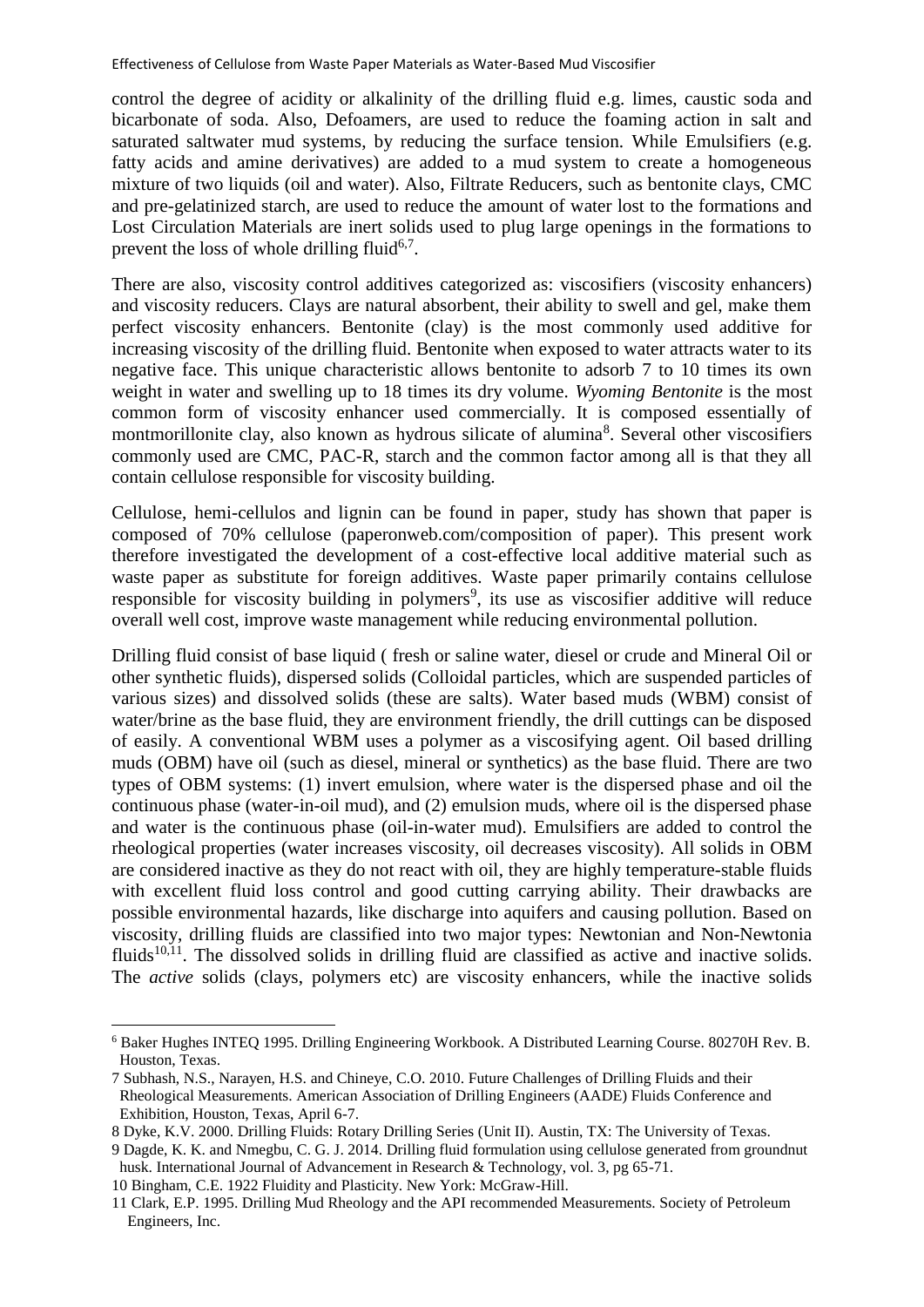control the degree of acidity or alkalinity of the drilling fluid e.g. limes, caustic soda and bicarbonate of soda. Also, Defoamers, are used to reduce the foaming action in salt and saturated saltwater mud systems, by reducing the surface tension. While Emulsifiers (e.g. fatty acids and amine derivatives) are added to a mud system to create a homogeneous mixture of two liquids (oil and water). Also, Filtrate Reducers, such as bentonite clays, CMC and pre-gelatinized starch, are used to reduce the amount of water lost to the formations and Lost Circulation Materials are inert solids used to plug large openings in the formations to prevent the loss of whole drilling fluid[6,7].

There are also, viscosity control additives categorized as: viscosifiers (viscosity enhancers) and viscosity reducers. Clays are natural absorbent, their ability to swell and gel, make them perfect viscosity enhancers. Bentonite (clay) is the most commonly used additive for increasing viscosity of the drilling fluid. Bentonite when exposed to water attracts water to its negative face. This unique characteristic allows bentonite to adsorb 7 to 10 times its own weight in water and swelling up to 18 times its dry volume. *Wyoming Bentonite* is the most common form of viscosity enhancer used commercially. It is composed essentially of montmorillonite clay, also known as hydrous silicate of alumina[8]. Several other viscosifiers commonly used are CMC, PAC-R, starch and the common factor among all is that they all contain cellulose responsible for viscosity building.

Cellulose, hemi-cellulos and lignin can be found in paper, study has shown that paper is composed of 70% cellulose (paperonweb.com/composition of paper). This present work therefore investigated the development of a cost-effective local additive material such as waste paper as substitute for foreign additives. Waste paper primarily contains cellulose responsible for viscosity building in polymers[9], its use as viscosifier additive will reduce overall well cost, improve waste management while reducing environmental pollution.

Drilling fluid consist of base liquid ( fresh or saline water, diesel or crude and Mineral Oil or other synthetic fluids), dispersed solids (Colloidal particles, which are suspended particles of various sizes) and dissolved solids (these are salts). Water based muds (WBM) consist of water/brine as the base fluid, they are environment friendly, the drill cuttings can be disposed of easily. A conventional WBM uses a polymer as a viscosifying agent. Oil based drilling muds (OBM) have oil (such as diesel, mineral or synthetics) as the base fluid. There are two types of OBM systems: (1) invert emulsion, where water is the dispersed phase and oil the continuous phase (water-in-oil mud), and (2) emulsion muds, where oil is the dispersed phase and water is the continuous phase (oil-in-water mud). Emulsifiers are added to control the rheological properties (water increases viscosity, oil decreases viscosity). All solids in OBM are considered inactive as they do not react with oil, they are highly temperature-stable fluids with excellent fluid loss control and good cutting carrying ability. Their drawbacks are possible environmental hazards, like discharge into aquifers and causing pollution. Based on viscosity, drilling fluids are classified into two major types: Newtonian and Non-Newtonia fluids[10,11]. The dissolved solids in drilling fluid are classified as active and inactive solids. The *active* solids (clays, polymers etc) are viscosity enhancers, while the inactive solids

---

6 Baker Hughes INTEQ 1995. Drilling Engineering Workbook. A Distributed Learning Course. 80270H Rev. B. Houston, Texas.

7 Subhash, N.S., Narayen, H.S. and Chineye, C.O. 2010. Future Challenges of Drilling Fluids and their Rheological Measurements. American Association of Drilling Engineers (AADE) Fluids Conference and Exhibition, Houston, Texas, April 6-7.

8 Dyke, K.V. 2000. Drilling Fluids: Rotary Drilling Series (Unit II). Austin, TX: The University of Texas.

9 Dagde, K. K. and Nmegbu, C. G. J. 2014. Drilling fluid formulation using cellulose generated from groundnut husk. International Journal of Advancement in Research & Technology, vol. 3, pg 65-71.

10 Bingham, C.E. 1922 Fluidity and Plasticity. New York: McGraw-Hill.

11 Clark, E.P. 1995. Drilling Mud Rheology and the API recommended Measurements. Society of Petroleum Engineers, Inc.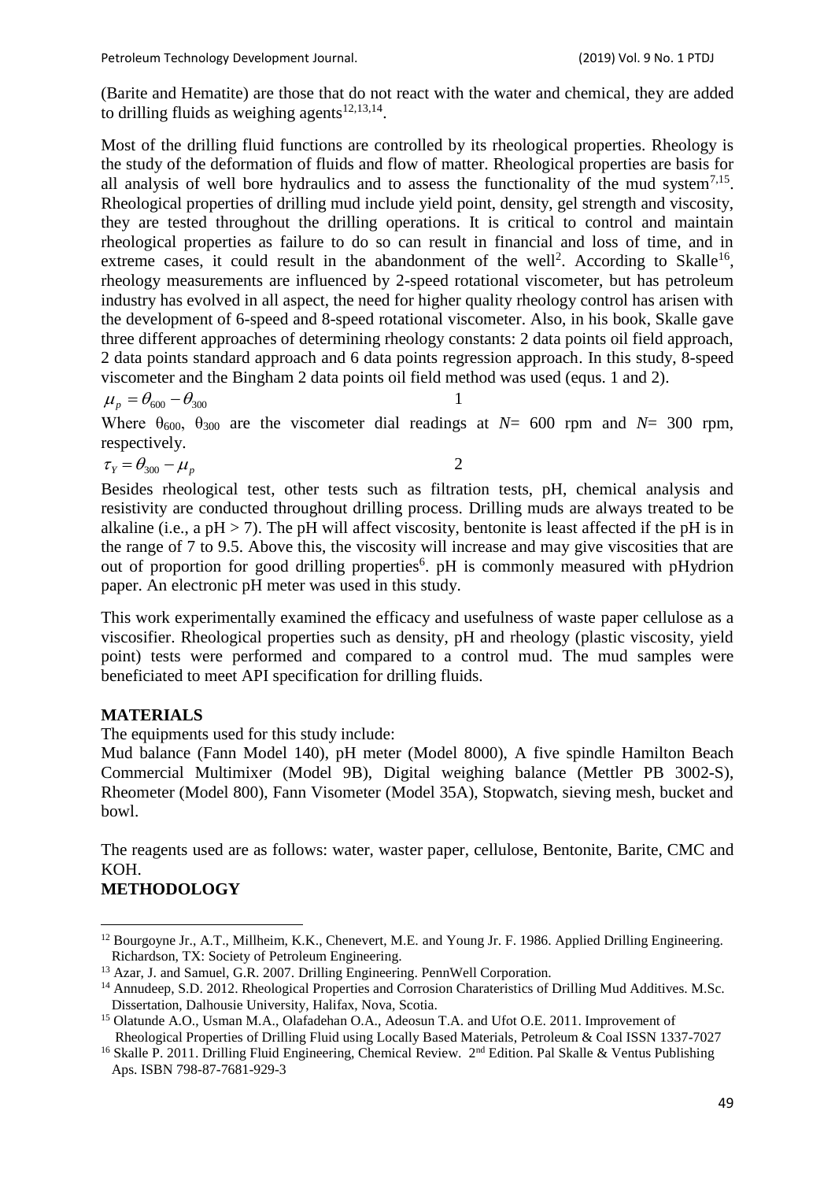(Barite and Hematite) are those that do not react with the water and chemical, they are added to drilling fluids as weighing agents[12,13,14].

Most of the drilling fluid functions are controlled by its rheological properties. Rheology is the study of the deformation of fluids and flow of matter. Rheological properties are basis for all analysis of well bore hydraulics and to assess the functionality of the mud system[7,15]. Rheological properties of drilling mud include yield point, density, gel strength and viscosity, they are tested throughout the drilling operations. It is critical to control and maintain rheological properties as failure to do so can result in financial and loss of time, and in extreme cases, it could result in the abandonment of the well[2]. According to Skalle[16], rheology measurements are influenced by 2-speed rotational viscometer, but has petroleum industry has evolved in all aspect, the need for higher quality rheology control has arisen with the development of 6-speed and 8-speed rotational viscometer. Also, in his book, Skalle gave three different approaches of determining rheology constants: 2 data points oil field approach, 2 data points standard approach and 6 data points regression approach. In this study, 8-speed viscometer and the Bingham 2 data points oil field method was used (equs. 1 and 2).

$$\mu_p = \theta_{600} - \theta_{300} \quad (1)$$

Where $\theta_{600}$, $\theta_{300}$ are the viscometer dial readings at $N$= 600 rpm and $N$= 300 rpm, respectively.

$$\tau_Y = \theta_{300} - \mu_p \quad (2)$$

Besides rheological test, other tests such as filtration tests, pH, chemical analysis and resistivity are conducted throughout drilling process. Drilling muds are always treated to be alkaline (i.e., a pH > 7). The pH will affect viscosity, bentonite is least affected if the pH is in the range of 7 to 9.5. Above this, the viscosity will increase and may give viscosities that are out of proportion for good drilling properties[6]. pH is commonly measured with pHydrion paper. An electronic pH meter was used in this study.

This work experimentally examined the efficacy and usefulness of waste paper cellulose as a viscosifier. Rheological properties such as density, pH and rheology (plastic viscosity, yield point) tests were performed and compared to a control mud. The mud samples were beneficiated to meet API specification for drilling fluids.

## MATERIALS

The equipments used for this study include:

Mud balance (Fann Model 140), pH meter (Model 8000), A five spindle Hamilton Beach Commercial Multimixer (Model 9B), Digital weighing balance (Mettler PB 3002-S), Rheometer (Model 800), Fann Visometer (Model 35A), Stopwatch, sieving mesh, bucket and bowl.

The reagents used are as follows: water, waster paper, cellulose, Bentonite, Barite, CMC and KOH.

## METHODOLOGY

---

[12] Bourgoyne Jr., A.T., Millheim, K.K., Chenevert, M.E. and Young Jr. F. 1986. Applied Drilling Engineering. Richardson, TX: Society of Petroleum Engineering.

[13] Azar, J. and Samuel, G.R. 2007. Drilling Engineering. PennWell Corporation.

[14] Annudeep, S.D. 2012. Rheological Properties and Corrosion Charateristics of Drilling Mud Additives. M.Sc. Dissertation, Dalhousie University, Halifax, Nova, Scotia.

[15] Olatunde A.O., Usman M.A., Olafadehan O.A., Adeosun T.A. and Ufot O.E. 2011. Improvement of Rheological Properties of Drilling Fluid using Locally Based Materials, Petroleum & Coal ISSN 1337-7027

[16] Skalle P. 2011. Drilling Fluid Engineering, Chemical Review. 2nd Edition. Pal Skalle & Ventus Publishing Aps. ISBN 798-87-7681-929-3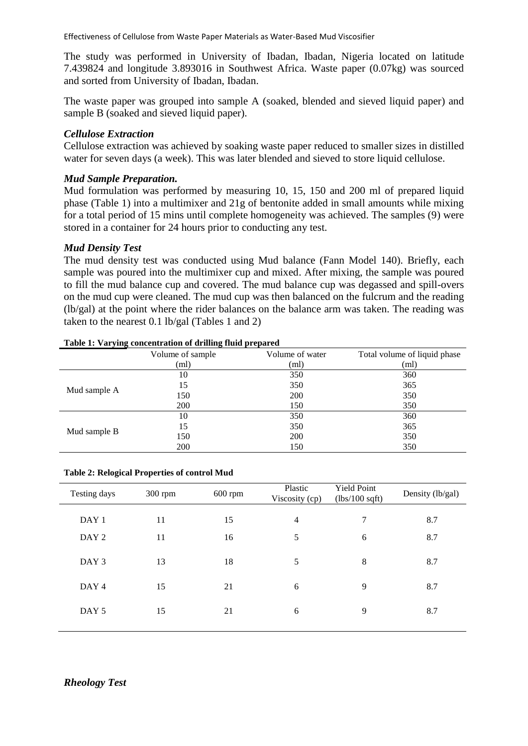The study was performed in University of Ibadan, Ibadan, Nigeria located on latitude 7.439824 and longitude 3.893016 in Southwest Africa. Waste paper (0.07kg) was sourced and sorted from University of Ibadan, Ibadan.

The waste paper was grouped into sample A (soaked, blended and sieved liquid paper) and sample B (soaked and sieved liquid paper).

### *Cellulose Extraction*

Cellulose extraction was achieved by soaking waste paper reduced to smaller sizes in distilled water for seven days (a week). This was later blended and sieved to store liquid cellulose.

### *Mud Sample Preparation.*

Mud formulation was performed by measuring 10, 15, 150 and 200 ml of prepared liquid phase (Table 1) into a multimixer and 21g of bentonite added in small amounts while mixing for a total period of 15 mins until complete homogeneity was achieved. The samples (9) were stored in a container for 24 hours prior to conducting any test.

### *Mud Density Test*

The mud density test was conducted using Mud balance (Fann Model 140). Briefly, each sample was poured into the multimixer cup and mixed. After mixing, the sample was poured to fill the mud balance cup and covered. The mud balance cup was degassed and spill-overs on the mud cup were cleaned. The mud cup was then balanced on the fulcrum and the reading (lb/gal) at the point where the rider balances on the balance arm was taken. The reading was taken to the nearest 0.1 lb/gal (Tables 1 and 2)

**Table 1: Varying concentration of drilling fluid prepared**

| | Volume of sample (ml) | Volume of water (ml) | Total volume of liquid phase (ml) |
|---|---|---|---|
| Mud sample A | 10 | 350 | 360 |
| | 15 | 350 | 365 |
| | 150 | 200 | 350 |
| | 200 | 150 | 350 |
| Mud sample B | 10 | 350 | 360 |
| | 15 | 350 | 365 |
| | 150 | 200 | 350 |
| | 200 | 150 | 350 |

**Table 2: Relogical Properties of control Mud**

| Testing days | 300 rpm | 600 rpm | Plastic Viscosity (cp) | Yield Point (lbs/100 sqft) | Density (lb/gal) |
|---|---|---|---|---|---|
| DAY 1 | 11 | 15 | 4 | 7 | 8.7 |
| DAY 2 | 11 | 16 | 5 | 6 | 8.7 |
| DAY 3 | 13 | 18 | 5 | 8 | 8.7 |
| DAY 4 | 15 | 21 | 6 | 9 | 8.7 |
| DAY 5 | 15 | 21 | 6 | 9 | 8.7 |

### *Rheology Test*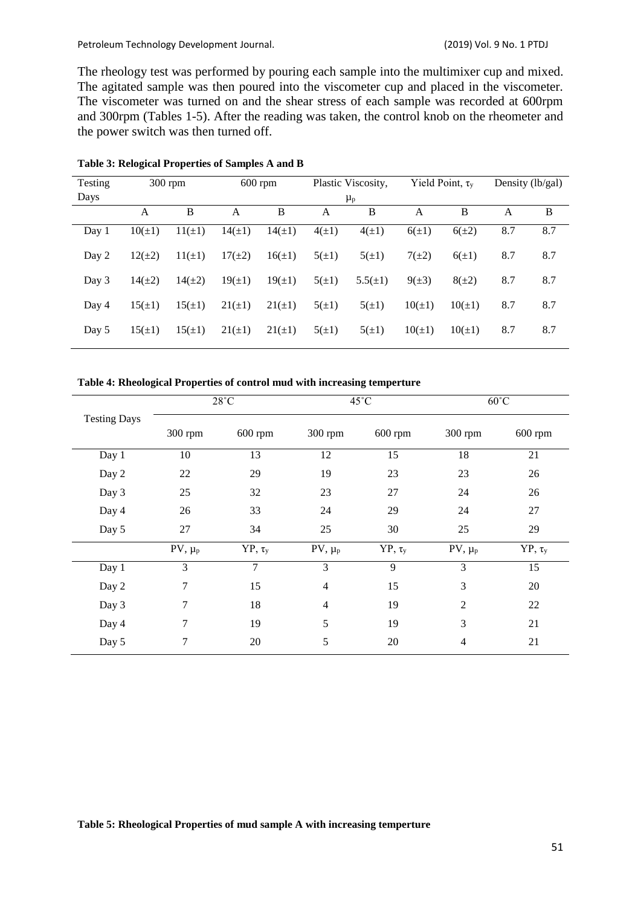The rheology test was performed by pouring each sample into the multimixer cup and mixed. The agitated sample was then poured into the viscometer cup and placed in the viscometer. The viscometer was turned on and the shear stress of each sample was recorded at 600rpm and 300rpm (Tables 1-5). After the reading was taken, the control knob on the rheometer and the power switch was then turned off.

**Table 3: Relogical Properties of Samples A and B**

| Testing Days | 300 rpm | | 600 rpm | | Plastic Viscosity, $\mu_p$ | | Yield Point, $\tau_y$ | | Density (lb/gal) | |
|---|---|---|---|---|---|---|---|---|---|---|
| | A | B | A | B | A | B | A | B | A | B |
| Day 1 | 10(±1) | 11(±1) | 14(±1) | 14(±1) | 4(±1) | 4(±1) | 6(±1) | 6(±2) | 8.7 | 8.7 |
| Day 2 | 12(±2) | 11(±1) | 17(±2) | 16(±1) | 5(±1) | 5(±1) | 7(±2) | 6(±1) | 8.7 | 8.7 |
| Day 3 | 14(±2) | 14(±2) | 19(±1) | 19(±1) | 5(±1) | 5.5(±1) | 9(±3) | 8(±2) | 8.7 | 8.7 |
| Day 4 | 15(±1) | 15(±1) | 21(±1) | 21(±1) | 5(±1) | 5(±1) | 10(±1) | 10(±1) | 8.7 | 8.7 |
| Day 5 | 15(±1) | 15(±1) | 21(±1) | 21(±1) | 5(±1) | 5(±1) | 10(±1) | 10(±1) | 8.7 | 8.7 |

**Table 4: Rheological Properties of control mud with increasing temperture**

| Testing Days | 28˚C | | 45˚C | | 60˚C | |
|---|---|---|---|---|---|---|
| | 300 rpm | 600 rpm | 300 rpm | 600 rpm | 300 rpm | 600 rpm |
| Day 1 | 10 | 13 | 12 | 15 | 18 | 21 |
| Day 2 | 22 | 29 | 19 | 23 | 23 | 26 |
| Day 3 | 25 | 32 | 23 | 27 | 24 | 26 |
| Day 4 | 26 | 33 | 24 | 29 | 24 | 27 |
| Day 5 | 27 | 34 | 25 | 30 | 25 | 29 |
| | PV, $\mu_p$ | YP, $\tau_y$ | PV, $\mu_p$ | YP, $\tau_y$ | PV, $\mu_p$ | YP, $\tau_y$ |
| Day 1 | 3 | 7 | 3 | 9 | 3 | 15 |
| Day 2 | 7 | 15 | 4 | 15 | 3 | 20 |
| Day 3 | 7 | 18 | 4 | 19 | 2 | 22 |
| Day 4 | 7 | 19 | 5 | 19 | 3 | 21 |
| Day 5 | 7 | 20 | 5 | 20 | 4 | 21 |

**Table 5: Rheological Properties of mud sample A with increasing temperture**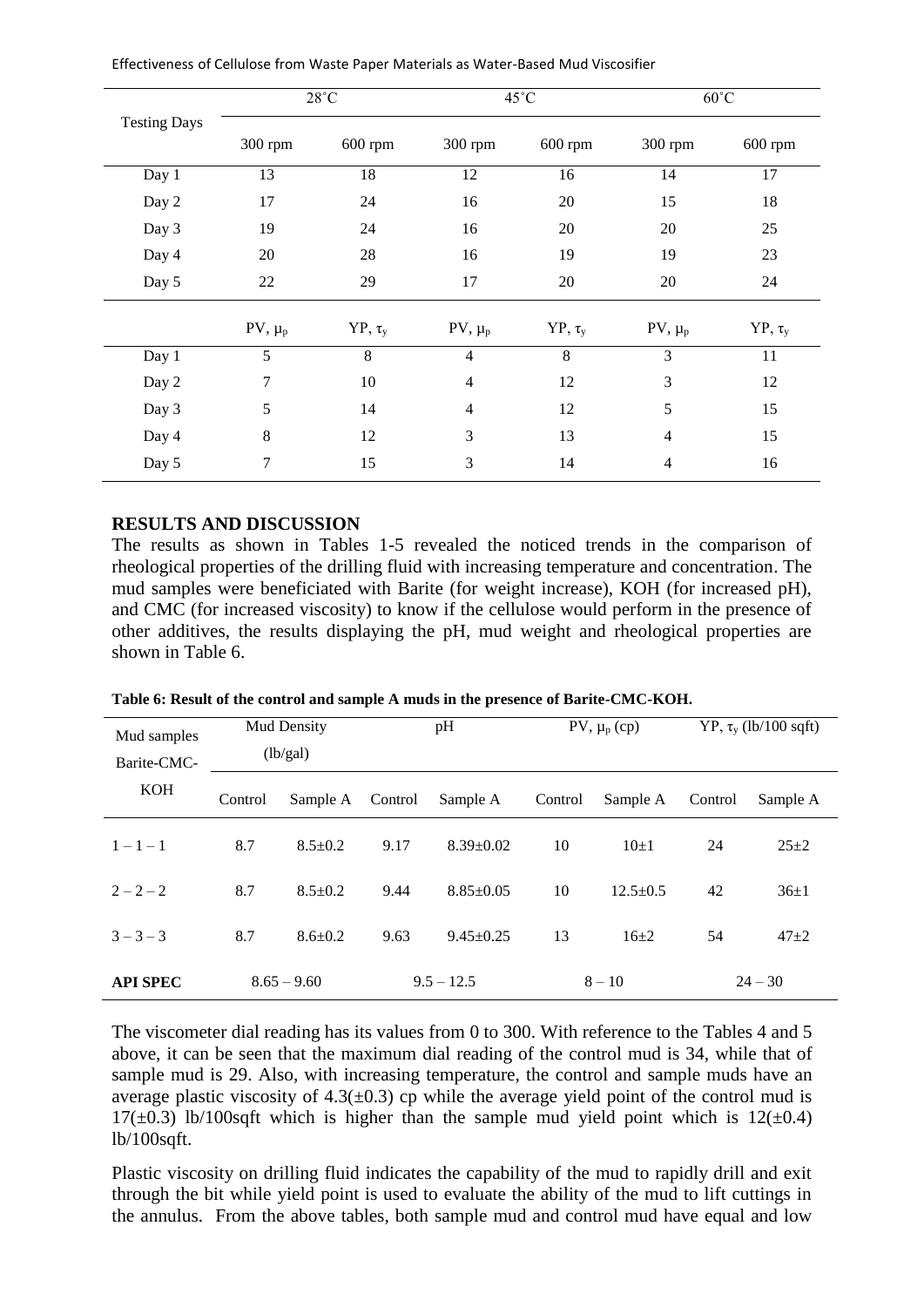| Testing Days | 28˚C | | 45˚C | | 60˚C | |
|---|---|---|---|---|---|---|
| | 300 rpm | 600 rpm | 300 rpm | 600 rpm | 300 rpm | 600 rpm |
| Day 1 | 13 | 18 | 12 | 16 | 14 | 17 |
| Day 2 | 17 | 24 | 16 | 20 | 15 | 18 |
| Day 3 | 19 | 24 | 16 | 20 | 20 | 25 |
| Day 4 | 20 | 28 | 16 | 19 | 19 | 23 |
| Day 5 | 22 | 29 | 17 | 20 | 20 | 24 |
| | PV, $\mu_p$ | YP, $\tau_y$ | PV, $\mu_p$ | YP, $\tau_y$ | PV, $\mu_p$ | YP, $\tau_y$ |
| Day 1 | 5 | 8 | 4 | 8 | 3 | 11 |
| Day 2 | 7 | 10 | 4 | 12 | 3 | 12 |
| Day 3 | 5 | 14 | 4 | 12 | 5 | 15 |
| Day 4 | 8 | 12 | 3 | 13 | 4 | 15 |
| Day 5 | 7 | 15 | 3 | 14 | 4 | 16 |

## RESULTS AND DISCUSSION

The results as shown in Tables 1-5 revealed the noticed trends in the comparison of rheological properties of the drilling fluid with increasing temperature and concentration. The mud samples were beneficiated with Barite (for weight increase), KOH (for increased pH), and CMC (for increased viscosity) to know if the cellulose would perform in the presence of other additives, the results displaying the pH, mud weight and rheological properties are shown in Table 6.

**Table 6: Result of the control and sample A muds in the presence of Barite-CMC-KOH.**

| Mud samples Barite-CMC-KOH | Mud Density (lb/gal) | | pH | | PV, $\mu_p$ (cp) | | YP, $\tau_y$ (lb/100 sqft) | |
|---|---|---|---|---|---|---|---|---|
| | Control | Sample A | Control | Sample A | Control | Sample A | Control | Sample A |
| 1 – 1 – 1 | 8.7 | 8.5±0.2 | 9.17 | 8.39±0.02 | 10 | 10±1 | 24 | 25±2 |
| 2 – 2 – 2 | 8.7 | 8.5±0.2 | 9.44 | 8.85±0.05 | 10 | 12.5±0.5 | 42 | 36±1 |
| 3 – 3 – 3 | 8.7 | 8.6±0.2 | 9.63 | 9.45±0.25 | 13 | 16±2 | 54 | 47±2 |
| **API SPEC** | 8.65 – 9.60 | | 9.5 – 12.5 | | 8 – 10 | | 24 – 30 | |

The viscometer dial reading has its values from 0 to 300. With reference to the Tables 4 and 5 above, it can be seen that the maximum dial reading of the control mud is 34, while that of sample mud is 29. Also, with increasing temperature, the control and sample muds have an average plastic viscosity of 4.3(±0.3) cp while the average yield point of the control mud is 17(±0.3) lb/100sqft which is higher than the sample mud yield point which is 12(±0.4) lb/100sqft.

Plastic viscosity on drilling fluid indicates the capability of the mud to rapidly drill and exit through the bit while yield point is used to evaluate the ability of the mud to lift cuttings in the annulus. From the above tables, both sample mud and control mud have equal and low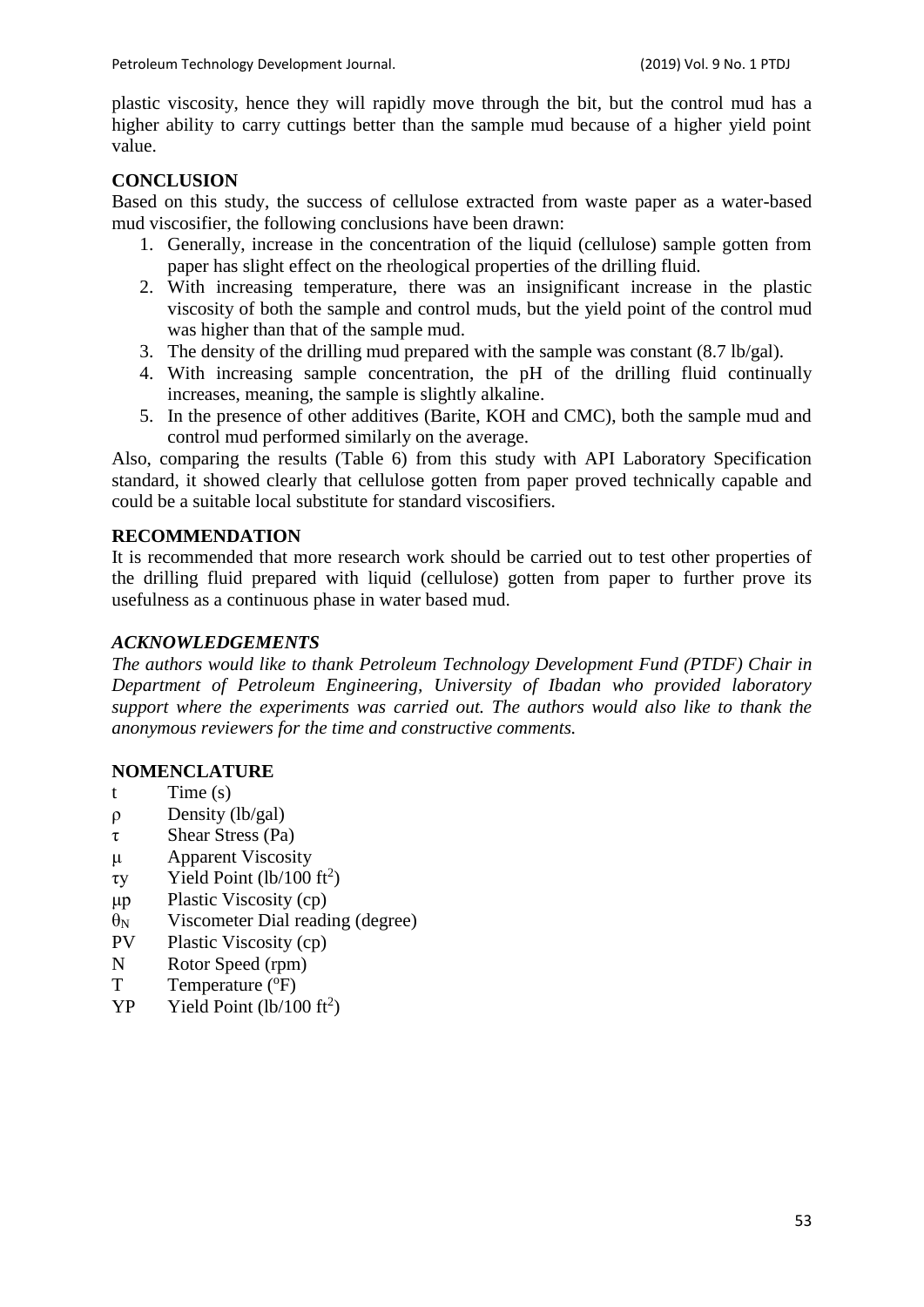plastic viscosity, hence they will rapidly move through the bit, but the control mud has a higher ability to carry cuttings better than the sample mud because of a higher yield point value.

## CONCLUSION

Based on this study, the success of cellulose extracted from waste paper as a water-based mud viscosifier, the following conclusions have been drawn:

1. Generally, increase in the concentration of the liquid (cellulose) sample gotten from paper has slight effect on the rheological properties of the drilling fluid.
2. With increasing temperature, there was an insignificant increase in the plastic viscosity of both the sample and control muds, but the yield point of the control mud was higher than that of the sample mud.
3. The density of the drilling mud prepared with the sample was constant (8.7 lb/gal).
4. With increasing sample concentration, the pH of the drilling fluid continually increases, meaning, the sample is slightly alkaline.
5. In the presence of other additives (Barite, KOH and CMC), both the sample mud and control mud performed similarly on the average.

Also, comparing the results (Table 6) from this study with API Laboratory Specification standard, it showed clearly that cellulose gotten from paper proved technically capable and could be a suitable local substitute for standard viscosifiers.

## RECOMMENDATION

It is recommended that more research work should be carried out to test other properties of the drilling fluid prepared with liquid (cellulose) gotten from paper to further prove its usefulness as a continuous phase in water based mud.

## *ACKNOWLEDGEMENTS*

*The authors would like to thank Petroleum Technology Development Fund (PTDF) Chair in Department of Petroleum Engineering, University of Ibadan who provided laboratory support where the experiments was carried out. The authors would also like to thank the anonymous reviewers for the time and constructive comments.*

## NOMENCLATURE

$t$ Time (s)
$\rho$ Density (lb/gal)
$\tau$ Shear Stress (Pa)
$\mu$ Apparent Viscosity
$\tau y$ Yield Point (lb/100 $ft^2$)
$\mu p$ Plastic Viscosity (cp)
$\theta_N$ Viscometer Dial reading (degree)
PV Plastic Viscosity (cp)
N Rotor Speed (rpm)
T Temperature ($^oF$)
YP Yield Point (lb/100 $ft^2$)